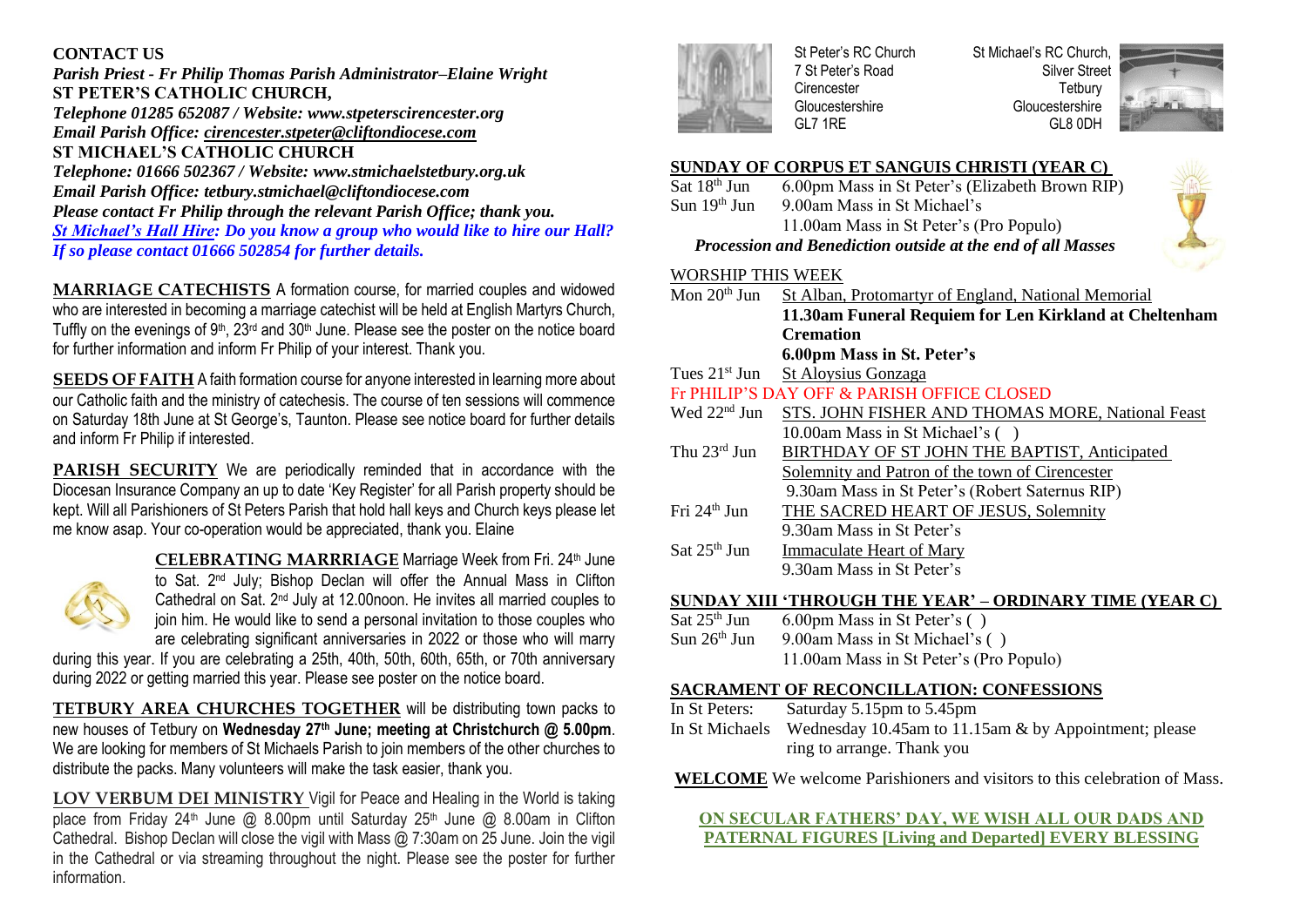**CONTACT US**

***Parish Priest - Fr Philip Thomas Parish Administrator–Elaine Wright***

**ST PETER'S CATHOLIC CHURCH,**

***Telephone 01285 652087 / Website: www.stpeterscirencester.org***

***Email Parish Office: cirencester.stpeter@cliftondiocese.com***

**ST MICHAEL'S CATHOLIC CHURCH**

***Telephone: 01666 502367 / Website: www.stmichaelstetbury.org.uk***

***Email Parish Office: tetbury.stmichael@cliftondiocese.com***

***Please contact Fr Philip through the relevant Parish Office; thank you.***

***St Michael's Hall Hire: Do you know a group who would like to hire our Hall? If so please contact 01666 502854 for further details.***

**MARRIAGE CATECHISTS** A formation course, for married couples and widowed who are interested in becoming a marriage catechist will be held at English Martyrs Church, Tuffly on the evenings of 9th, 23rd and 30th June. Please see the poster on the notice board for further information and inform Fr Philip of your interest. Thank you.

**SEEDS OF FAITH** A faith formation course for anyone interested in learning more about our Catholic faith and the ministry of catechesis. The course of ten sessions will commence on Saturday 18th June at St George's, Taunton. Please see notice board for further details and inform Fr Philip if interested.

**PARISH SECURITY** We are periodically reminded that in accordance with the Diocesan Insurance Company an up to date 'Key Register' for all Parish property should be kept. Will all Parishioners of St Peters Parish that hold hall keys and Church keys please let me know asap. Your co-operation would be appreciated, thank you. Elaine

**CELEBRATING MARRRIAGE** Marriage Week from Fri. 24th June to Sat. 2nd July; Bishop Declan will offer the Annual Mass in Clifton Cathedral on Sat. 2nd July at 12.00noon. He invites all married couples to join him. He would like to send a personal invitation to those couples who are celebrating significant anniversaries in 2022 or those who will marry during this year. If you are celebrating a 25th, 40th, 50th, 60th, 65th, or 70th anniversary during 2022 or getting married this year. Please see poster on the notice board.

**TETBURY AREA CHURCHES TOGETHER** will be distributing town packs to new houses of Tetbury on **Wednesday 27th June; meeting at Christchurch @ 5.00pm**. We are looking for members of St Michaels Parish to join members of the other churches to distribute the packs. Many volunteers will make the task easier, thank you.

**LOV VERBUM DEI MINISTRY** Vigil for Peace and Healing in the World is taking place from Friday 24th June @ 8.00pm until Saturday 25th June @ 8.00am in Clifton Cathedral. Bishop Declan will close the vigil with Mass @ 7:30am on 25 June. Join the vigil in the Cathedral or via streaming throughout the night. Please see the poster for further information.

St Peter's RC Church
7 St Peter's Road
Cirencester
Gloucestershire
GL7 1RE

St Michael's RC Church,
Silver Street
Tetbury
Gloucestershire
GL8 0DH

## SUNDAY OF CORPUS ET SANGUIS CHRISTI (YEAR C)

| | |
|---|---|
| Sat 18th Jun | 6.00pm Mass in St Peter's (Elizabeth Brown RIP) |
| Sun 19th Jun | 9.00am Mass in St Michael's |
| | 11.00am Mass in St Peter's (Pro Populo) |

***Procession and Benediction outside at the end of all Masses***

## WORSHIP THIS WEEK

| | |
|---|---|
| Mon 20th Jun | St Alban, Protomartyr of England, National Memorial |
| | **11.30am Funeral Requiem for Len Kirkland at Cheltenham Cremation** |
| | **6.00pm Mass in St. Peter's** |
| Tues 21st Jun | St Aloysius Gonzaga |
| Fr PHILIP'S DAY OFF & PARISH OFFICE CLOSED | |
| Wed 22nd Jun | STS. JOHN FISHER AND THOMAS MORE, National Feast |
| | 10.00am Mass in St Michael's ( ) |
| Thu 23rd Jun | BIRTHDAY OF ST JOHN THE BAPTIST, Anticipated Solemnity and Patron of the town of Cirencester |
| | 9.30am Mass in St Peter's (Robert Saternus RIP) |
| Fri 24th Jun | THE SACRED HEART OF JESUS, Solemnity |
| | 9.30am Mass in St Peter's |
| Sat 25th Jun | Immaculate Heart of Mary |
| | 9.30am Mass in St Peter's |

## SUNDAY XIII 'THROUGH THE YEAR' – ORDINARY TIME (YEAR C)

| | |
|---|---|
| Sat 25th Jun | 6.00pm Mass in St Peter's ( ) |
| Sun 26th Jun | 9.00am Mass in St Michael's ( ) |
| | 11.00am Mass in St Peter's (Pro Populo) |

## SACRAMENT OF RECONCILLATION: CONFESSIONS

| | |
|---|---|
| In St Peters: | Saturday 5.15pm to 5.45pm |
| In St Michaels | Wednesday 10.45am to 11.15am & by Appointment; please ring to arrange. Thank you |

**WELCOME** We welcome Parishioners and visitors to this celebration of Mass.

**ON SECULAR FATHERS' DAY, WE WISH ALL OUR DADS AND PATERNAL FIGURES [Living and Departed] EVERY BLESSING**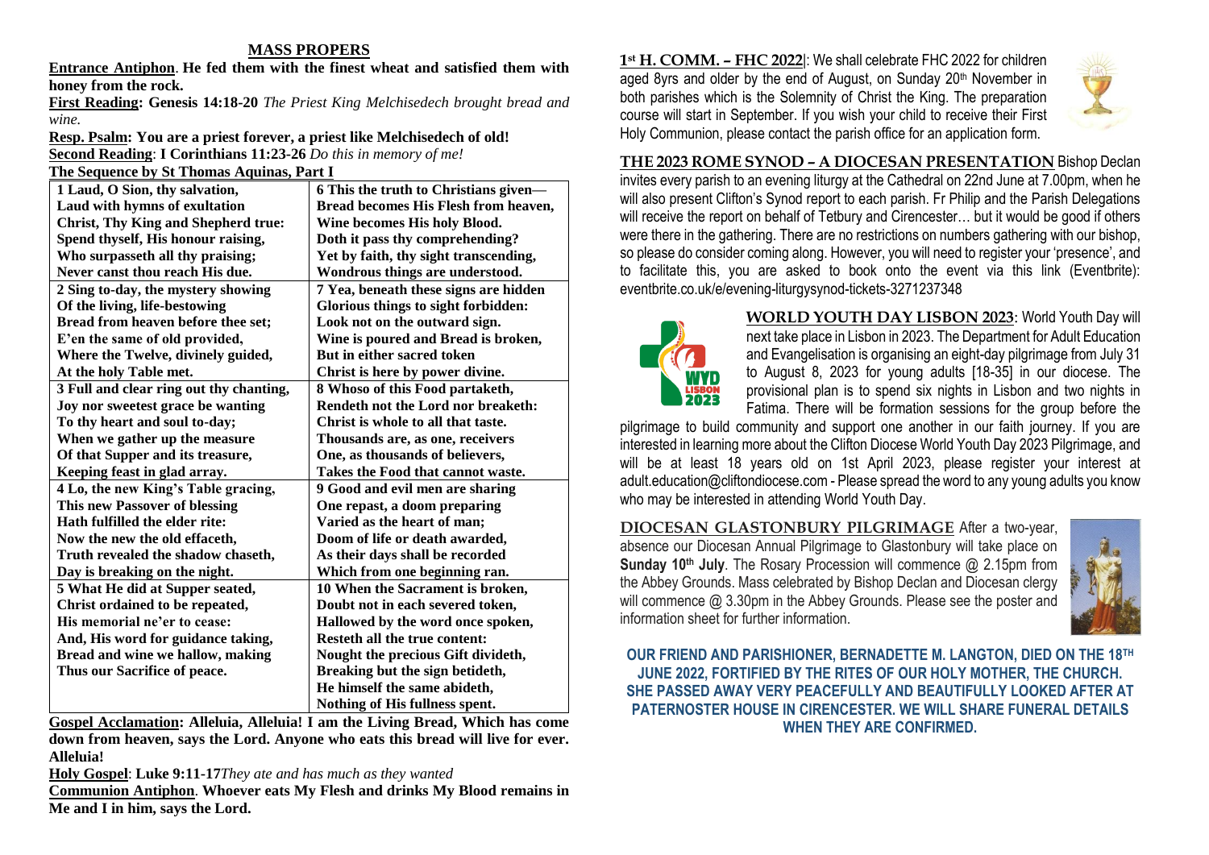## MASS PROPERS

**Entrance Antiphon**. **He fed them with the finest wheat and satisfied them with honey from the rock.**

**First Reading: Genesis 14:18-20** *The Priest King Melchisedech brought bread and wine.*

**Resp. Psalm: You are a priest forever, a priest like Melchisedech of old!**

**Second Reading**: **I Corinthians 11:23-26** *Do this in memory of me!*

**The Sequence by St Thomas Aquinas, Part I**

| | |
|---|---|
| **1 Laud, O Sion, thy salvation,<br>Laud with hymns of exultation<br>Christ, Thy King and Shepherd true:<br>Spend thyself, His honour raising,<br>Who surpasseth all thy praising;<br>Never canst thou reach His due.** | **6 This the truth to Christians given—<br>Bread becomes His Flesh from heaven,<br>Wine becomes His holy Blood.<br>Doth it pass thy comprehending?<br>Yet by faith, thy sight transcending,<br>Wondrous things are understood.** |
| **2 Sing to-day, the mystery showing<br>Of the living, life-bestowing<br>Bread from heaven before thee set;<br>E'en the same of old provided,<br>Where the Twelve, divinely guided,<br>At the holy Table met.** | **7 Yea, beneath these signs are hidden<br>Glorious things to sight forbidden:<br>Look not on the outward sign.<br>Wine is poured and Bread is broken,<br>But in either sacred token<br>Christ is here by power divine.** |
| **3 Full and clear ring out thy chanting,<br>Joy nor sweetest grace be wanting<br>To thy heart and soul to-day;<br>When we gather up the measure<br>Of that Supper and its treasure,<br>Keeping feast in glad array.** | **8 Whoso of this Food partaketh,<br>Rendeth not the Lord nor breaketh:<br>Christ is whole to all that taste.<br>Thousands are, as one, receivers<br>One, as thousands of believers,<br>Takes the Food that cannot waste.** |
| **4 Lo, the new King's Table gracing,<br>This new Passover of blessing<br>Hath fulfilled the elder rite:<br>Now the new the old effaceth,<br>Truth revealed the shadow chaseth,<br>Day is breaking on the night.** | **9 Good and evil men are sharing<br>One repast, a doom preparing<br>Varied as the heart of man;<br>Doom of life or death awarded,<br>As their days shall be recorded<br>Which from one beginning ran.** |
| **5 What He did at Supper seated,<br>Christ ordained to be repeated,<br>His memorial ne'er to cease:<br>And, His word for guidance taking,<br>Bread and wine we hallow, making<br>Thus our Sacrifice of peace.** | **10 When the Sacrament is broken,<br>Doubt not in each severed token,<br>Hallowed by the word once spoken,<br>Resteth all the true content:<br>Nought the precious Gift divideth,<br>Breaking but the sign betideth,<br>He himself the same abideth,<br>Nothing of His fullness spent.** |

**Gospel Acclamation: Alleluia, Alleluia! I am the Living Bread, Which has come down from heaven, says the Lord. Anyone who eats this bread will live for ever. Alleluia!**

**Holy Gospel**: **Luke 9:11-17***They ate and has much as they wanted*

**Communion Antiphon**. **Whoever eats My Flesh and drinks My Blood remains in Me and I in him, says the Lord.**

**1st H. COMM. – FHC 2022**|: We shall celebrate FHC 2022 for children aged 8yrs and older by the end of August, on Sunday 20th November in both parishes which is the Solemnity of Christ the King. The preparation course will start in September. If you wish your child to receive their First Holy Communion, please contact the parish office for an application form.

**THE 2023 ROME SYNOD – A DIOCESAN PRESENTATION** Bishop Declan invites every parish to an evening liturgy at the Cathedral on 22nd June at 7.00pm, when he will also present Clifton's Synod report to each parish. Fr Philip and the Parish Delegations will receive the report on behalf of Tetbury and Cirencester… but it would be good if others were there in the gathering. There are no restrictions on numbers gathering with our bishop, so please do consider coming along. However, you will need to register your 'presence', and to facilitate this, you are asked to book onto the event via this link (Eventbrite): eventbrite.co.uk/e/evening-liturgysynod-tickets-3271237348

**WORLD YOUTH DAY LISBON 2023**: World Youth Day will next take place in Lisbon in 2023. The Department for Adult Education and Evangelisation is organising an eight-day pilgrimage from July 31 to August 8, 2023 for young adults [18-35] in our diocese. The provisional plan is to spend six nights in Lisbon and two nights in Fatima. There will be formation sessions for the group before the pilgrimage to build community and support one another in our faith journey. If you are interested in learning more about the Clifton Diocese World Youth Day 2023 Pilgrimage, and will be at least 18 years old on 1st April 2023, please register your interest at adult.education@cliftondiocese.com - Please spread the word to any young adults you know who may be interested in attending World Youth Day.

**DIOCESAN GLASTONBURY PILGRIMAGE** After a two-year, absence our Diocesan Annual Pilgrimage to Glastonbury will take place on **Sunday 10th July**. The Rosary Procession will commence @ 2.15pm from the Abbey Grounds. Mass celebrated by Bishop Declan and Diocesan clergy will commence @ 3.30pm in the Abbey Grounds. Please see the poster and information sheet for further information.

**OUR FRIEND AND PARISHIONER, BERNADETTE M. LANGTON, DIED ON THE 18TH JUNE 2022, FORTIFIED BY THE RITES OF OUR HOLY MOTHER, THE CHURCH. SHE PASSED AWAY VERY PEACEFULLY AND BEAUTIFULLY LOOKED AFTER AT PATERNOSTER HOUSE IN CIRENCESTER. WE WILL SHARE FUNERAL DETAILS WHEN THEY ARE CONFIRMED.**